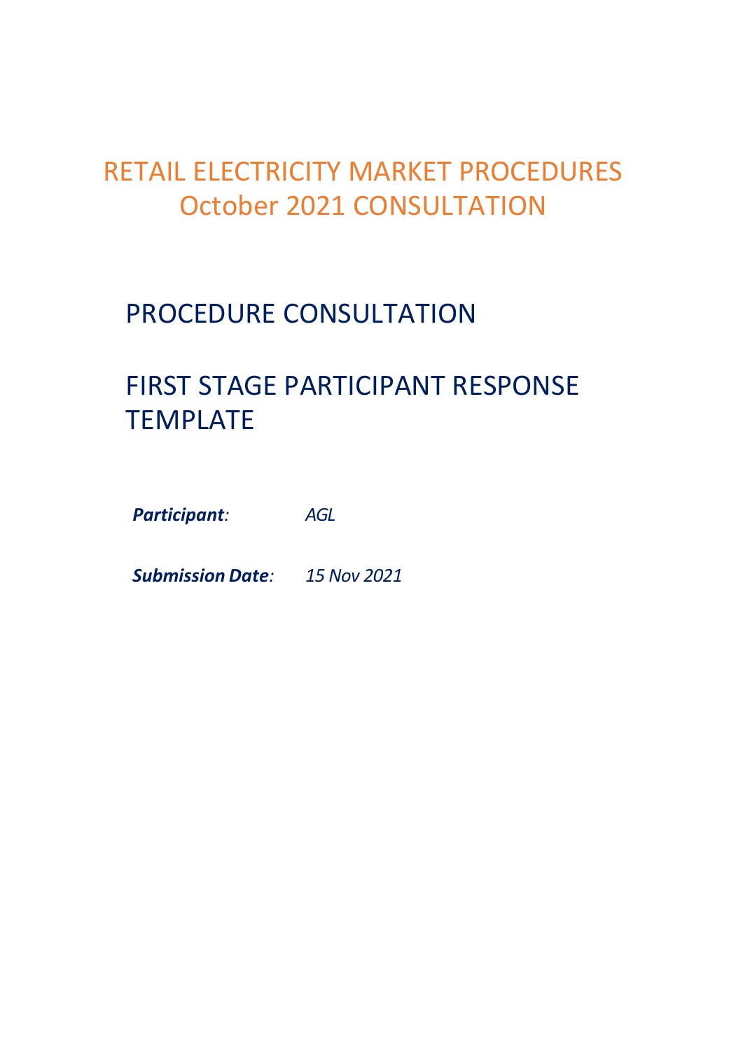# RETAIL ELECTRICITY MARKET PROCEDURES
# October 2021 CONSULTATION

## PROCEDURE CONSULTATION

## FIRST STAGE PARTICIPANT RESPONSE TEMPLATE

***Participant**:* *AGL*

***Submission Date**:* *15 Nov 2021*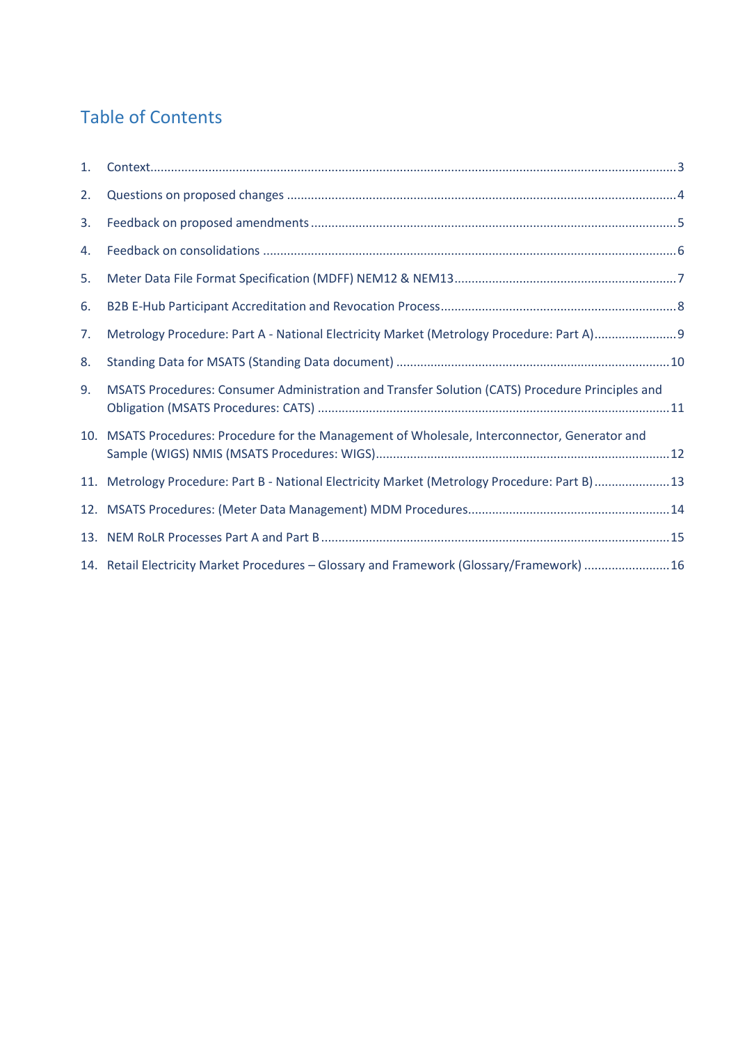# Table of Contents

1. Context 3
2. Questions on proposed changes 4
3. Feedback on proposed amendments 5
4. Feedback on consolidations 6
5. Meter Data File Format Specification (MDFF) NEM12 & NEM13 7
6. B2B E-Hub Participant Accreditation and Revocation Process 8
7. Metrology Procedure: Part A - National Electricity Market (Metrology Procedure: Part A) 9
8. Standing Data for MSATS (Standing Data document) 10
9. MSATS Procedures: Consumer Administration and Transfer Solution (CATS) Procedure Principles and Obligation (MSATS Procedures: CATS) 11
10. MSATS Procedures: Procedure for the Management of Wholesale, Interconnector, Generator and Sample (WIGS) NMIS (MSATS Procedures: WIGS) 12
11. Metrology Procedure: Part B - National Electricity Market (Metrology Procedure: Part B) 13
12. MSATS Procedures: (Meter Data Management) MDM Procedures 14
13. NEM RoLR Processes Part A and Part B 15
14. Retail Electricity Market Procedures – Glossary and Framework (Glossary/Framework) 16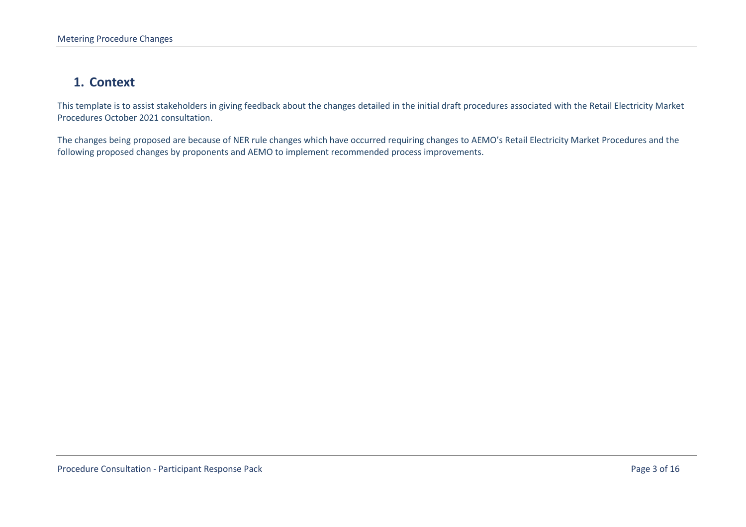# 1. Context

This template is to assist stakeholders in giving feedback about the changes detailed in the initial draft procedures associated with the Retail Electricity Market Procedures October 2021 consultation.

The changes being proposed are because of NER rule changes which have occurred requiring changes to AEMO's Retail Electricity Market Procedures and the following proposed changes by proponents and AEMO to implement recommended process improvements.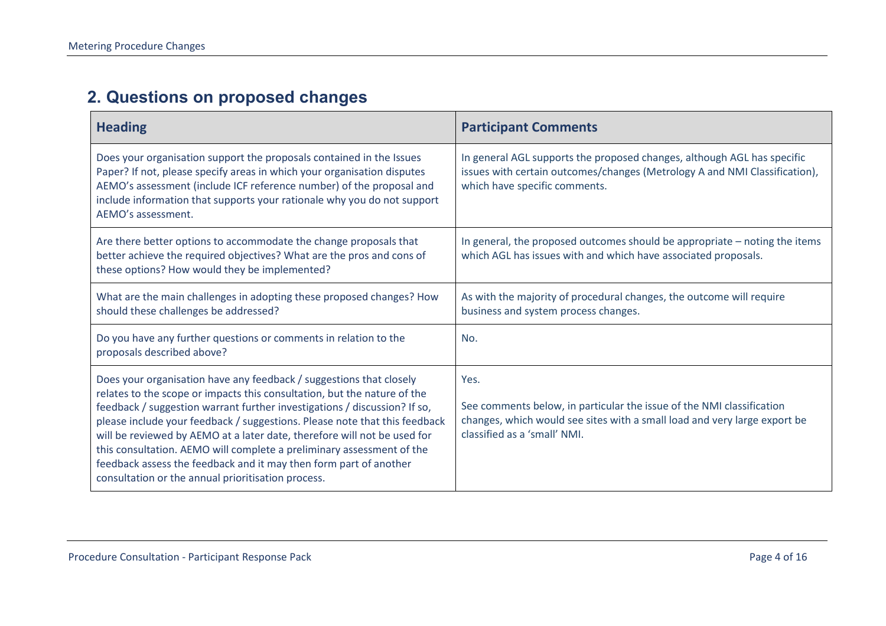## 2. Questions on proposed changes

| Heading | Participant Comments |
| --- | --- |
| Does your organisation support the proposals contained in the Issues Paper? If not, please specify areas in which your organisation disputes AEMO's assessment (include ICF reference number) of the proposal and include information that supports your rationale why you do not support AEMO's assessment. | In general AGL supports the proposed changes, although AGL has specific issues with certain outcomes/changes (Metrology A and NMI Classification), which have specific comments. |
| Are there better options to accommodate the change proposals that better achieve the required objectives? What are the pros and cons of these options? How would they be implemented? | In general, the proposed outcomes should be appropriate – noting the items which AGL has issues with and which have associated proposals. |
| What are the main challenges in adopting these proposed changes? How should these challenges be addressed? | As with the majority of procedural changes, the outcome will require business and system process changes. |
| Do you have any further questions or comments in relation to the proposals described above? | No. |
| Does your organisation have any feedback / suggestions that closely relates to the scope or impacts this consultation, but the nature of the feedback / suggestion warrant further investigations / discussion? If so, please include your feedback / suggestions. Please note that this feedback will be reviewed by AEMO at a later date, therefore will not be used for this consultation. AEMO will complete a preliminary assessment of the feedback assess the feedback and it may then form part of another consultation or the annual prioritisation process. | Yes.<br><br>See comments below, in particular the issue of the NMI classification changes, which would see sites with a small load and very large export be classified as a 'small' NMI. |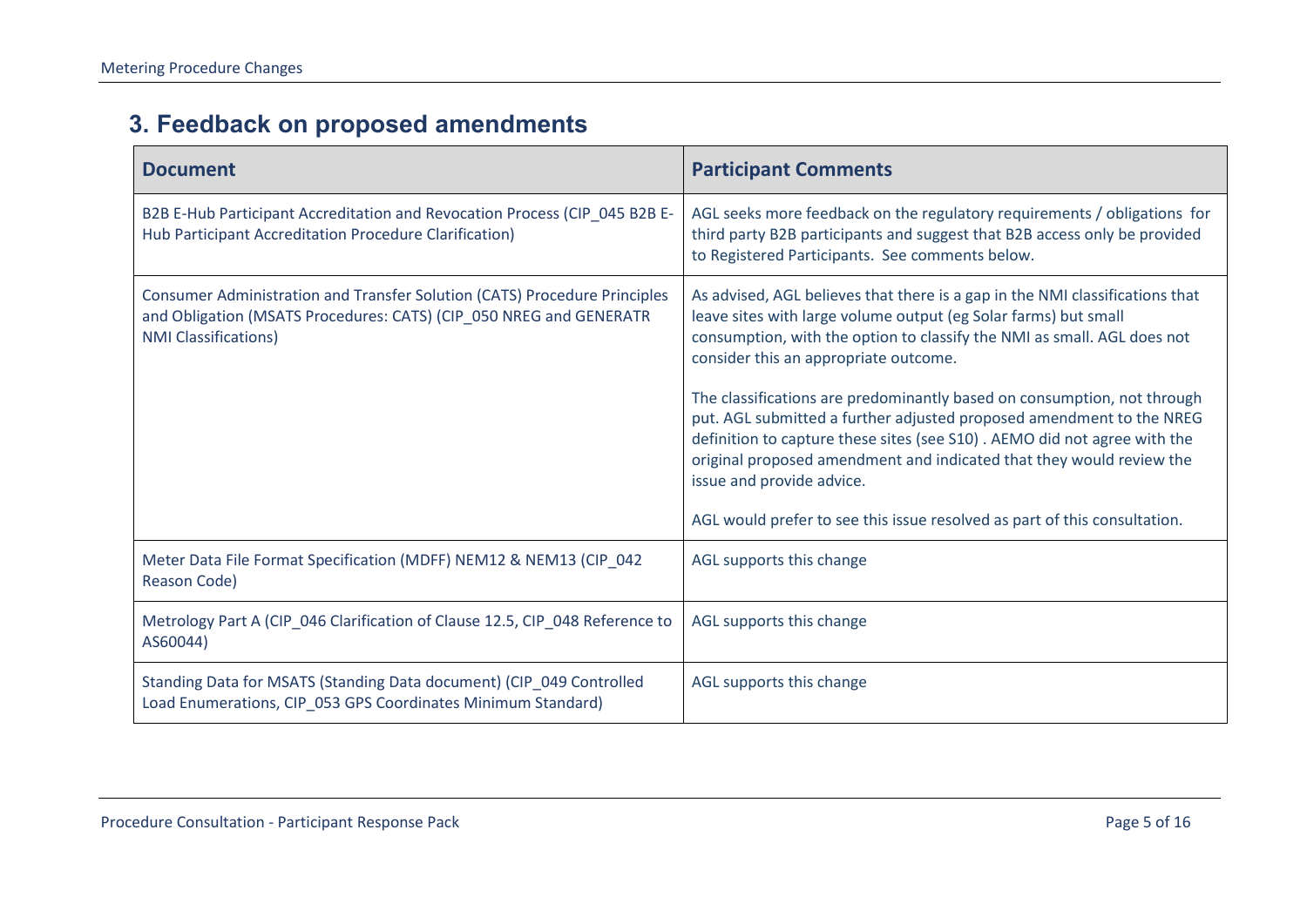## 3. Feedback on proposed amendments

| Document | Participant Comments |
| --- | --- |
| B2B E-Hub Participant Accreditation and Revocation Process (CIP_045 B2B E-Hub Participant Accreditation Procedure Clarification) | AGL seeks more feedback on the regulatory requirements / obligations for third party B2B participants and suggest that B2B access only be provided to Registered Participants. See comments below. |
| Consumer Administration and Transfer Solution (CATS) Procedure Principles and Obligation (MSATS Procedures: CATS) (CIP_050 NREG and GENERATR NMI Classifications) | As advised, AGL believes that there is a gap in the NMI classifications that leave sites with large volume output (eg Solar farms) but small consumption, with the option to classify the NMI as small. AGL does not consider this an appropriate outcome.<br><br>The classifications are predominantly based on consumption, not through put. AGL submitted a further adjusted proposed amendment to the NREG definition to capture these sites (see S10) . AEMO did not agree with the original proposed amendment and indicated that they would review the issue and provide advice.<br><br>AGL would prefer to see this issue resolved as part of this consultation. |
| Meter Data File Format Specification (MDFF) NEM12 & NEM13 (CIP_042 Reason Code) | AGL supports this change |
| Metrology Part A (CIP_046 Clarification of Clause 12.5, CIP_048 Reference to AS60044) | AGL supports this change |
| Standing Data for MSATS (Standing Data document) (CIP_049 Controlled Load Enumerations, CIP_053 GPS Coordinates Minimum Standard) | AGL supports this change |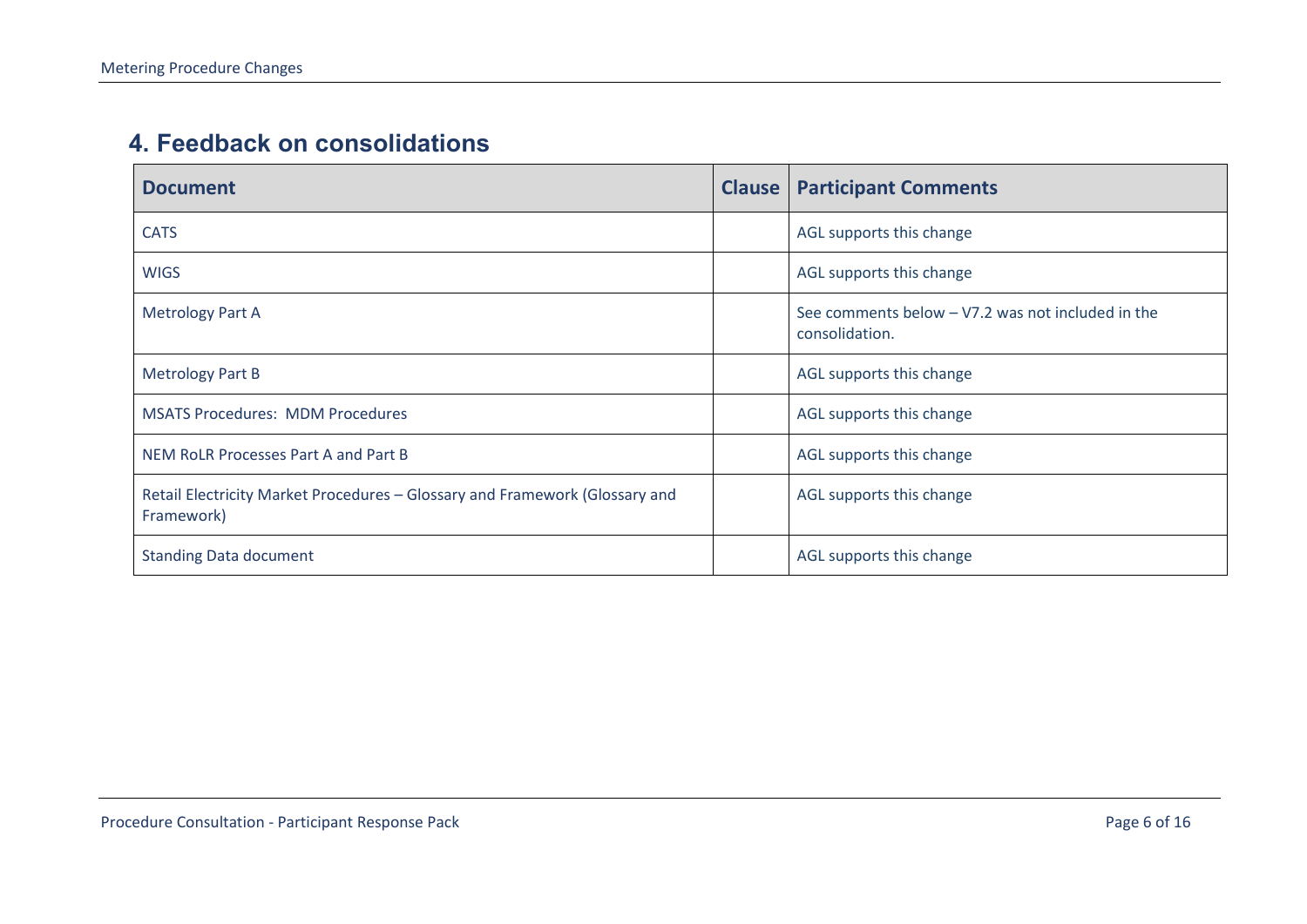## 4. Feedback on consolidations

| Document | Clause | Participant Comments |
| --- | --- | --- |
| CATS | | AGL supports this change |
| WIGS | | AGL supports this change |
| Metrology Part A | | See comments below – V7.2 was not included in the consolidation. |
| Metrology Part B | | AGL supports this change |
| MSATS Procedures: MDM Procedures | | AGL supports this change |
| NEM RoLR Processes Part A and Part B | | AGL supports this change |
| Retail Electricity Market Procedures – Glossary and Framework (Glossary and Framework) | | AGL supports this change |
| Standing Data document | | AGL supports this change |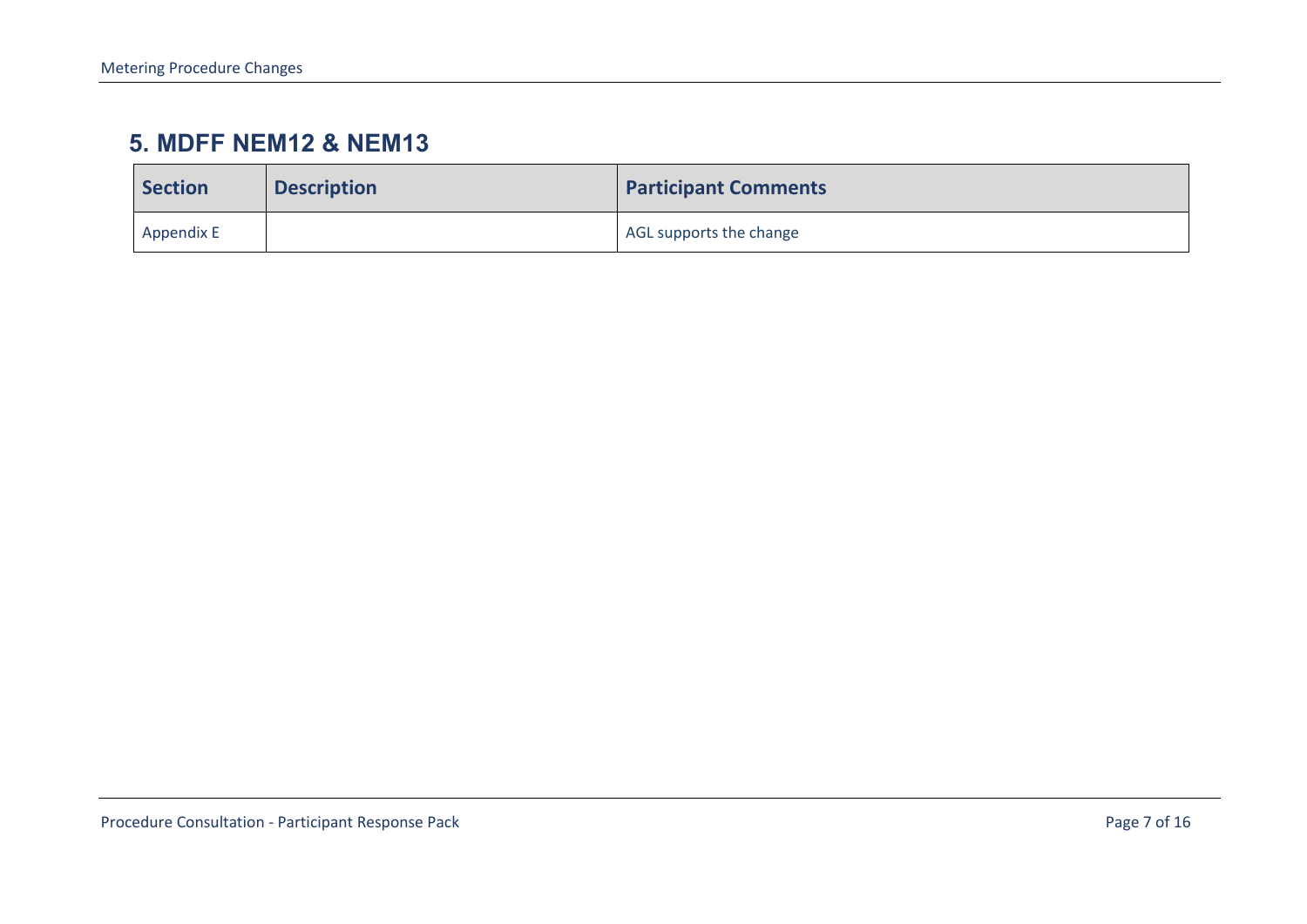## 5. MDFF NEM12 & NEM13

| Section | Description | Participant Comments |
| --- | --- | --- |
| Appendix E | | AGL supports the change |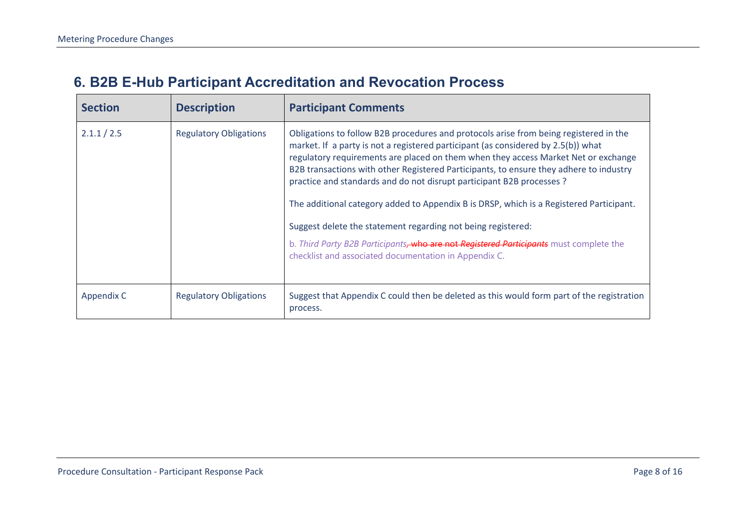## 6. B2B E-Hub Participant Accreditation and Revocation Process

| Section | Description | Participant Comments |
|---|---|---|
| 2.1.1 / 2.5 | Regulatory Obligations | Obligations to follow B2B procedures and protocols arise from being registered in the market. If a party is not a registered participant (as considered by 2.5(b)) what regulatory requirements are placed on them when they access Market Net or exchange B2B transactions with other Registered Participants, to ensure they adhere to industry practice and standards and do not disrupt participant B2B processes ?<br><br>The additional category added to Appendix B is DRSP, which is a Registered Participant.<br><br>Suggest delete the statement regarding not being registered:<br><br>b. *Third Party B2B Participants*~~, who are not *Registered Participants*~~ must complete the checklist and associated documentation in Appendix C. |
| Appendix C | Regulatory Obligations | Suggest that Appendix C could then be deleted as this would form part of the registration process. |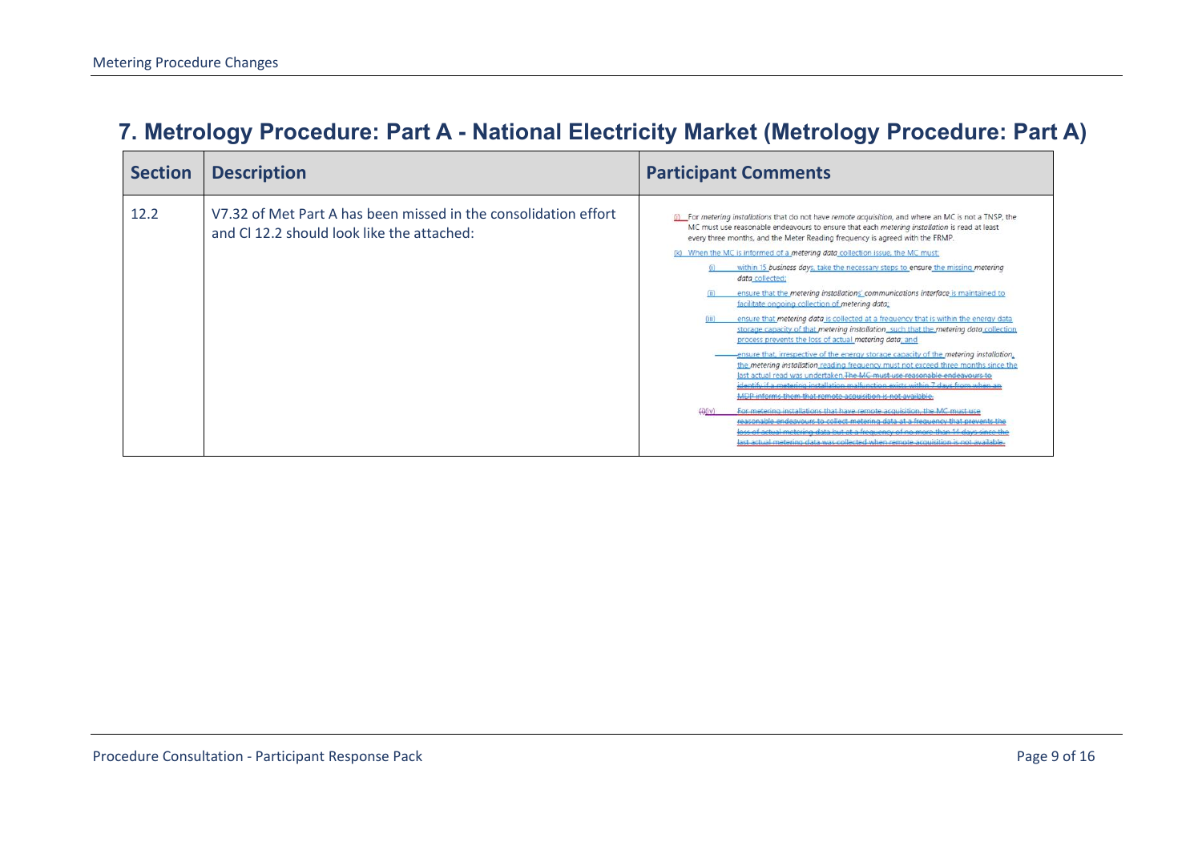## 7. Metrology Procedure: Part A - National Electricity Market (Metrology Procedure: Part A)

| Section | Description | Participant Comments |
|---|---|---|
| 12.2 | V7.32 of Met Part A has been missed in the consolidation effort and Cl 12.2 should look like the attached: | (j) For *metering installations* that do not have *remote acquisition*, and where an MC is not a TNSP, the MC must use reasonable endeavours to ensure that each *metering installation* is read at least every three months, and the Meter Reading frequency is agreed with the FRMP.<br>(k) When the MC is informed of a *metering data* collection issue, the MC must:<br>(i) within 15 *business days*, take the necessary steps to ensure the missing *metering data* collected;<br>(ii) ensure that the *metering installations*' *communications interface* is maintained to facilitate ongoing collection of *metering data*;<br>(iii) ensure that *metering data* is collected at a frequency that is within the energy data storage capacity of that *metering installation*, such that the *metering data* collection process prevents the loss of actual *metering data*; and<br>ensure that, irrespective of the energy storage capacity of the *metering installation*, the *metering installation* reading frequency must not exceed three months since the last actual read was undertaken ~~The MC must use reasonable endeavours to identify if a metering installation malfunction exists within 7 days from when an MDP informs them that remote acquisition is not available.~~<br>~~(l)~~(iv) ~~For metering installations that have remote acquisition, the MC must use reasonable endeavours to collect metering data at a frequency that prevents the loss of actual metering data but at a frequency of no more than 14 days since the last actual metering data was collected when remote acquisition is not available.~~ |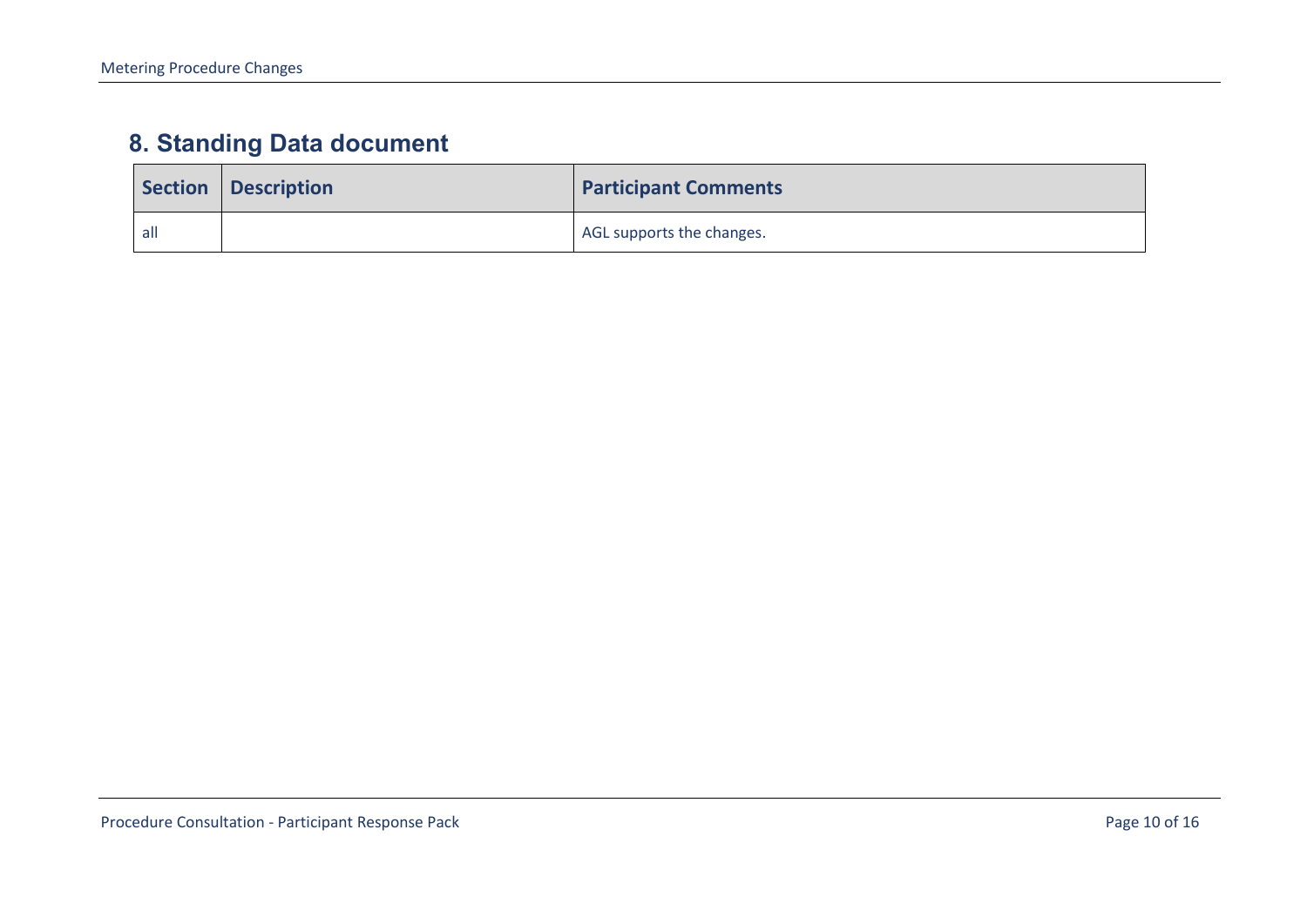## 8. Standing Data document

| Section | Description | Participant Comments |
| --- | --- | --- |
| all | | AGL supports the changes. |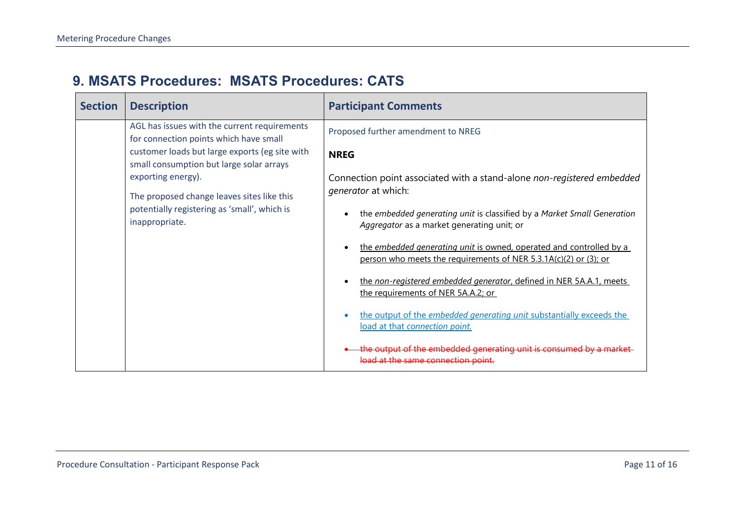## 9. MSATS Procedures: MSATS Procedures: CATS

| Section | Description | Participant Comments |
|---|---|---|
| | AGL has issues with the current requirements for connection points which have small customer loads but large exports (eg site with small consumption but large solar arrays exporting energy).<br><br>The proposed change leaves sites like this potentially registering as 'small', which is inappropriate. | Proposed further amendment to NREG<br><br>**NREG**<br><br>Connection point associated with a stand-alone *non-registered embedded generator* at which:<br><br>• the *embedded generating unit* is classified by a *Market Small Generation Aggregator* as a market generating unit; or<br><br>• <u>the *embedded generating unit* is owned, operated and controlled by a person who meets the requirements of NER 5.3.1A(c)(2) or (3); or</u><br><br>• <u>the *non-registered embedded generator*, defined in NER 5A.A.1, meets the requirements of NER 5A.A.2; or</u><br><br>• <u>the output of the *embedded generating unit* substantially exceeds the load at that *connection point.*</u><br><br>• ~~the output of the embedded generating unit is consumed by a market load at the same connection point.~~ |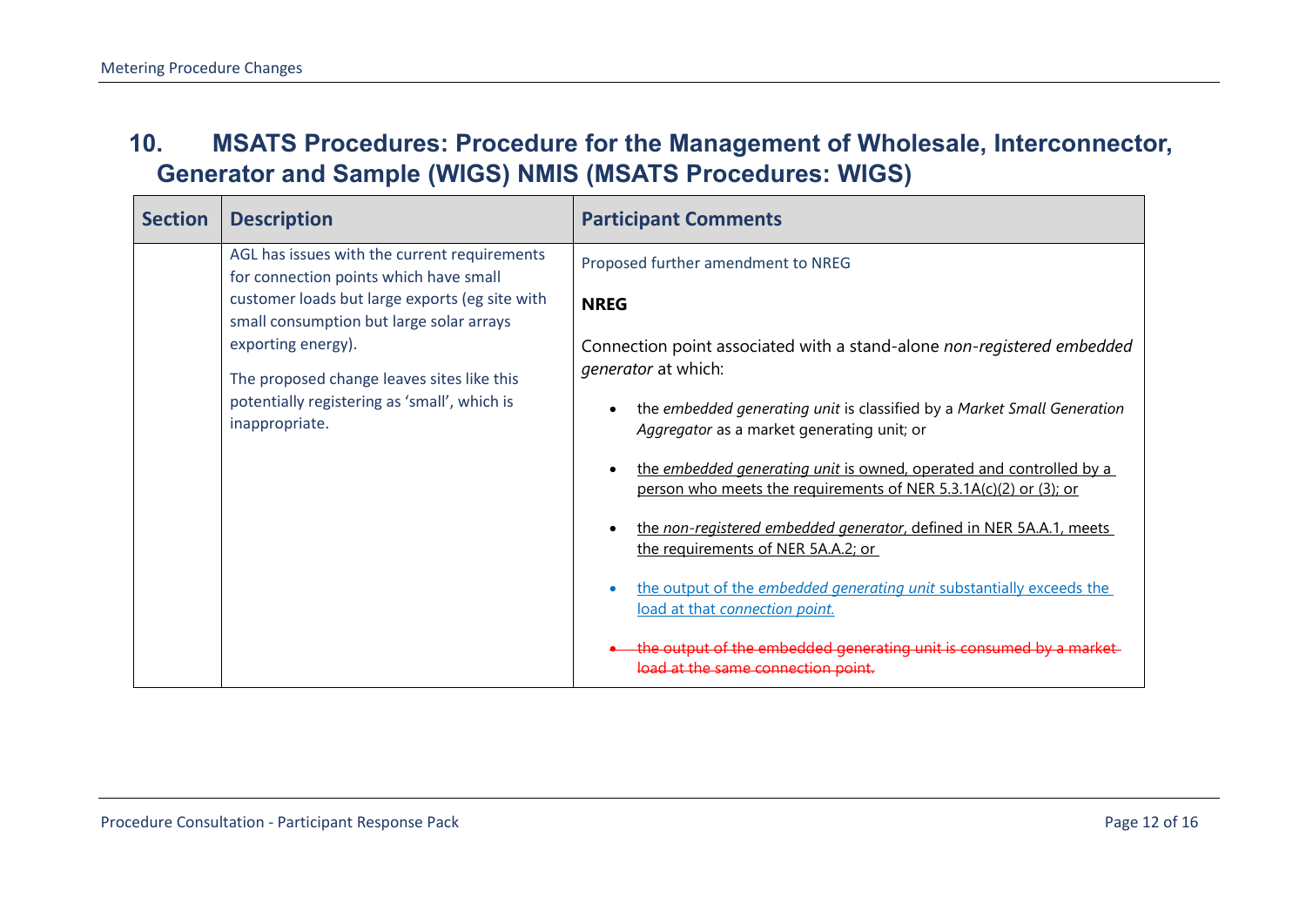## 10. MSATS Procedures: Procedure for the Management of Wholesale, Interconnector, Generator and Sample (WIGS) NMIS (MSATS Procedures: WIGS)

| Section | Description | Participant Comments |
|---|---|---|
| | AGL has issues with the current requirements for connection points which have small customer loads but large exports (eg site with small consumption but large solar arrays exporting energy).<br><br>The proposed change leaves sites like this potentially registering as 'small', which is inappropriate. | Proposed further amendment to NREG<br><br>**NREG**<br><br>Connection point associated with a stand-alone *non-registered embedded generator* at which:<br><br>• the *embedded generating unit* is classified by a *Market Small Generation Aggregator* as a market generating unit; or<br><br>• <u>the *embedded generating unit* is owned, operated and controlled by a person who meets the requirements of NER 5.3.1A(c)(2) or (3); or</u><br><br>• <u>the *non-registered embedded generator*, defined in NER 5A.A.1, meets the requirements of NER 5A.A.2; or</u><br><br>• <u>the output of the *embedded generating unit* substantially exceeds the load at that *connection point*.</u><br><br>• ~~the output of the embedded generating unit is consumed by a market load at the same connection point.~~ |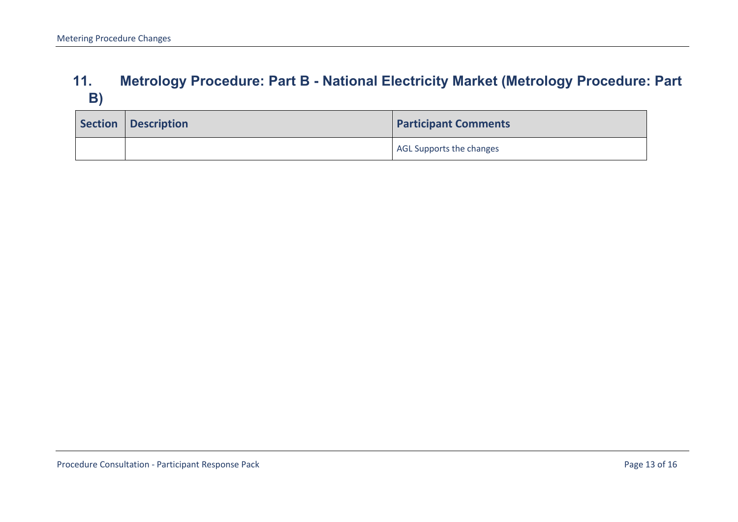## 11. Metrology Procedure: Part B - National Electricity Market (Metrology Procedure: Part B)

| Section | Description | Participant Comments |
|---|---|---|
| | | AGL Supports the changes |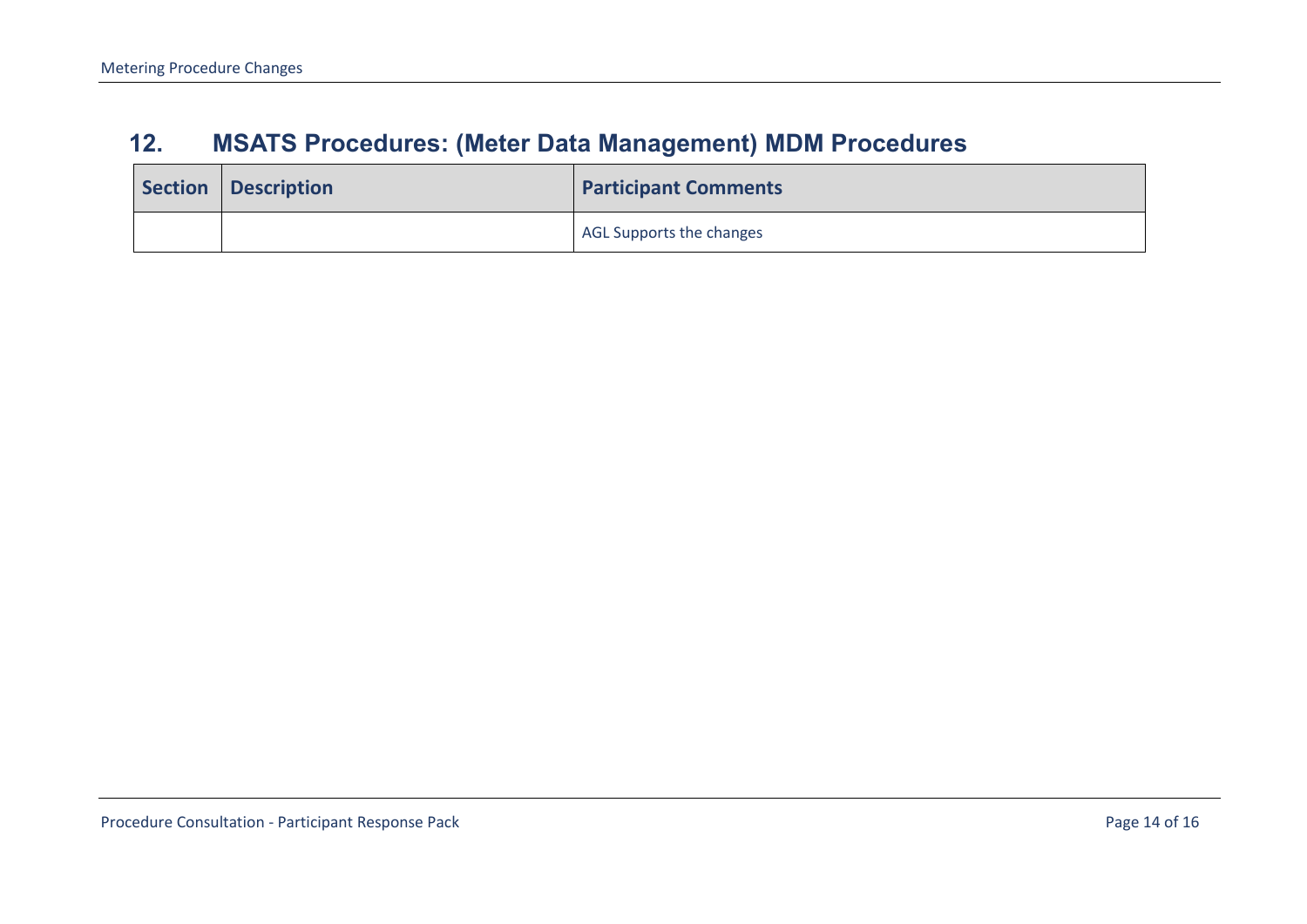## 12. MSATS Procedures: (Meter Data Management) MDM Procedures

| Section | Description | Participant Comments |
|---|---|---|
| | | AGL Supports the changes |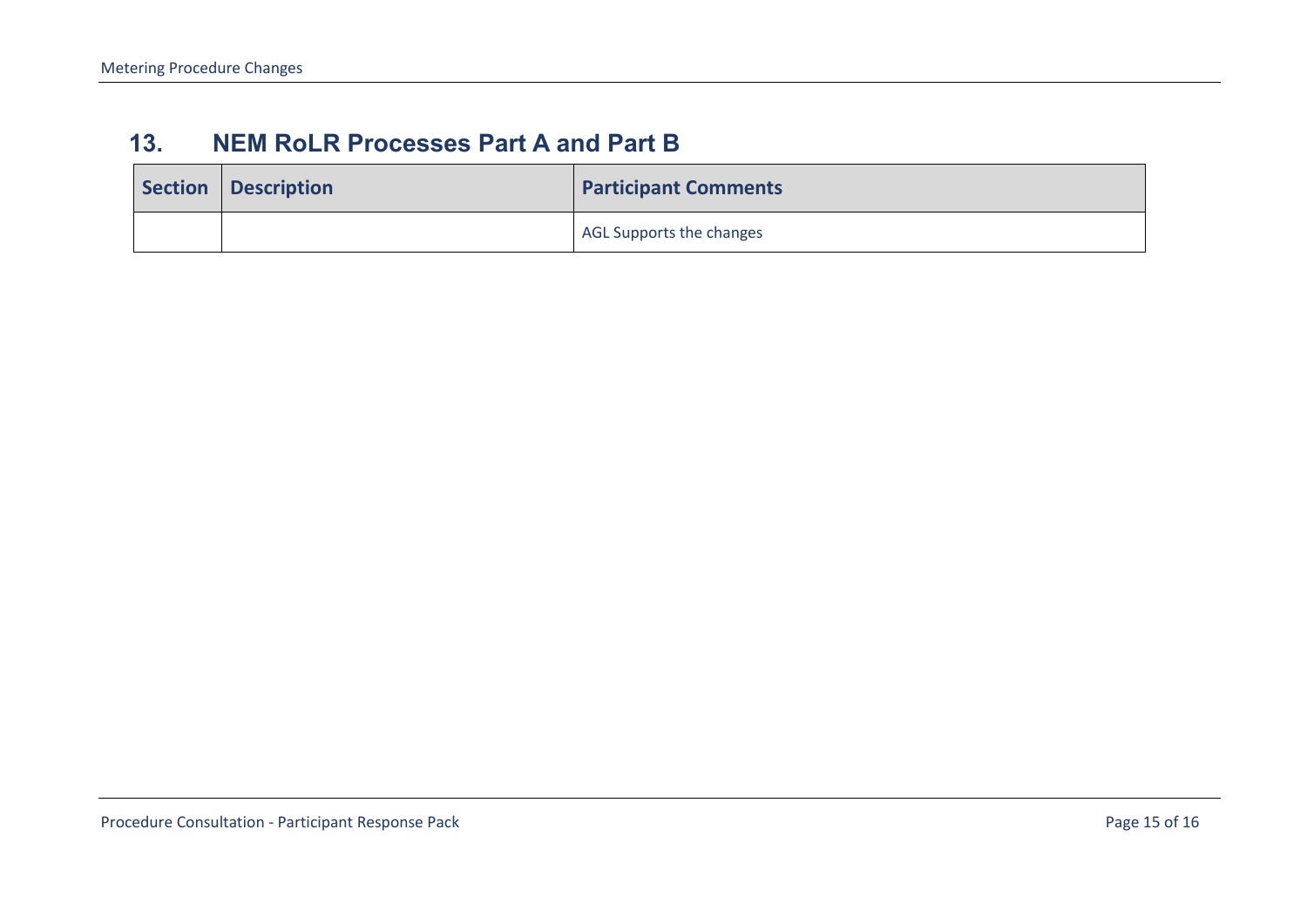## 13. NEM RoLR Processes Part A and Part B

| Section | Description | Participant Comments |
| --- | --- | --- |
| | | AGL Supports the changes |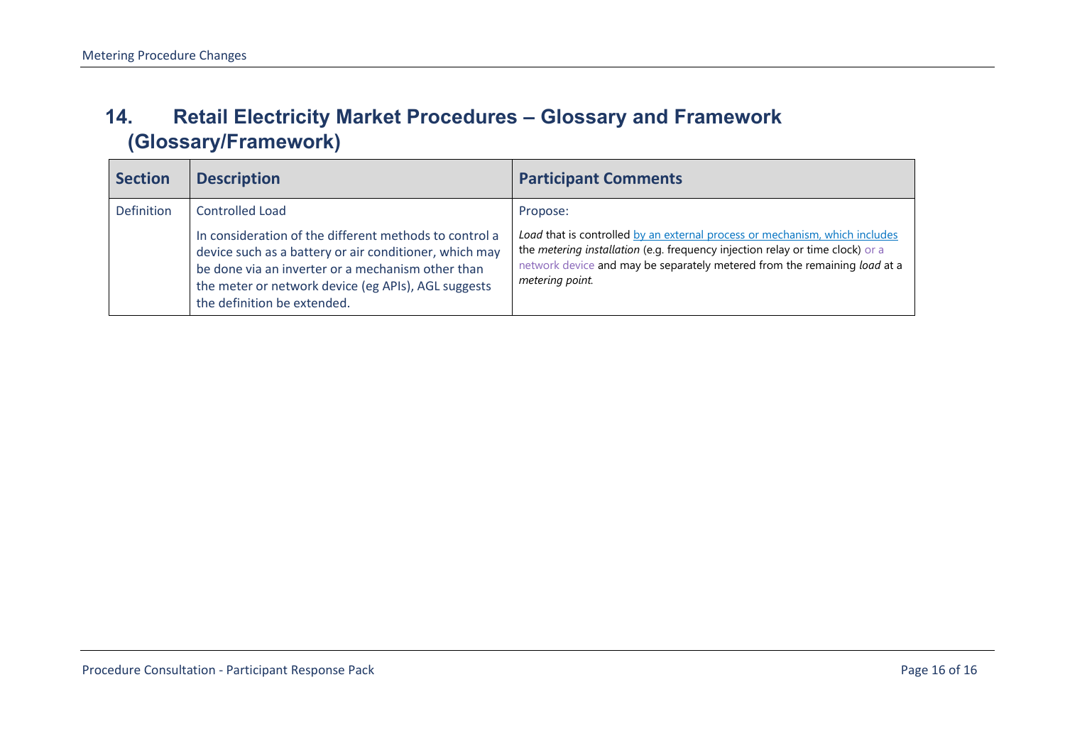## 14. Retail Electricity Market Procedures – Glossary and Framework (Glossary/Framework)

| Section | Description | Participant Comments |
| --- | --- | --- |
| Definition | Controlled Load<br><br>In consideration of the different methods to control a device such as a battery or air conditioner, which may be done via an inverter or a mechanism other than the meter or network device (eg APIs), AGL suggests the definition be extended. | Propose:<br><br>*Load* that is controlled by an external process or mechanism, which includes the *metering installation* (e.g. frequency injection relay or time clock) or a network device and may be separately metered from the remaining *load* at a *metering point*. |